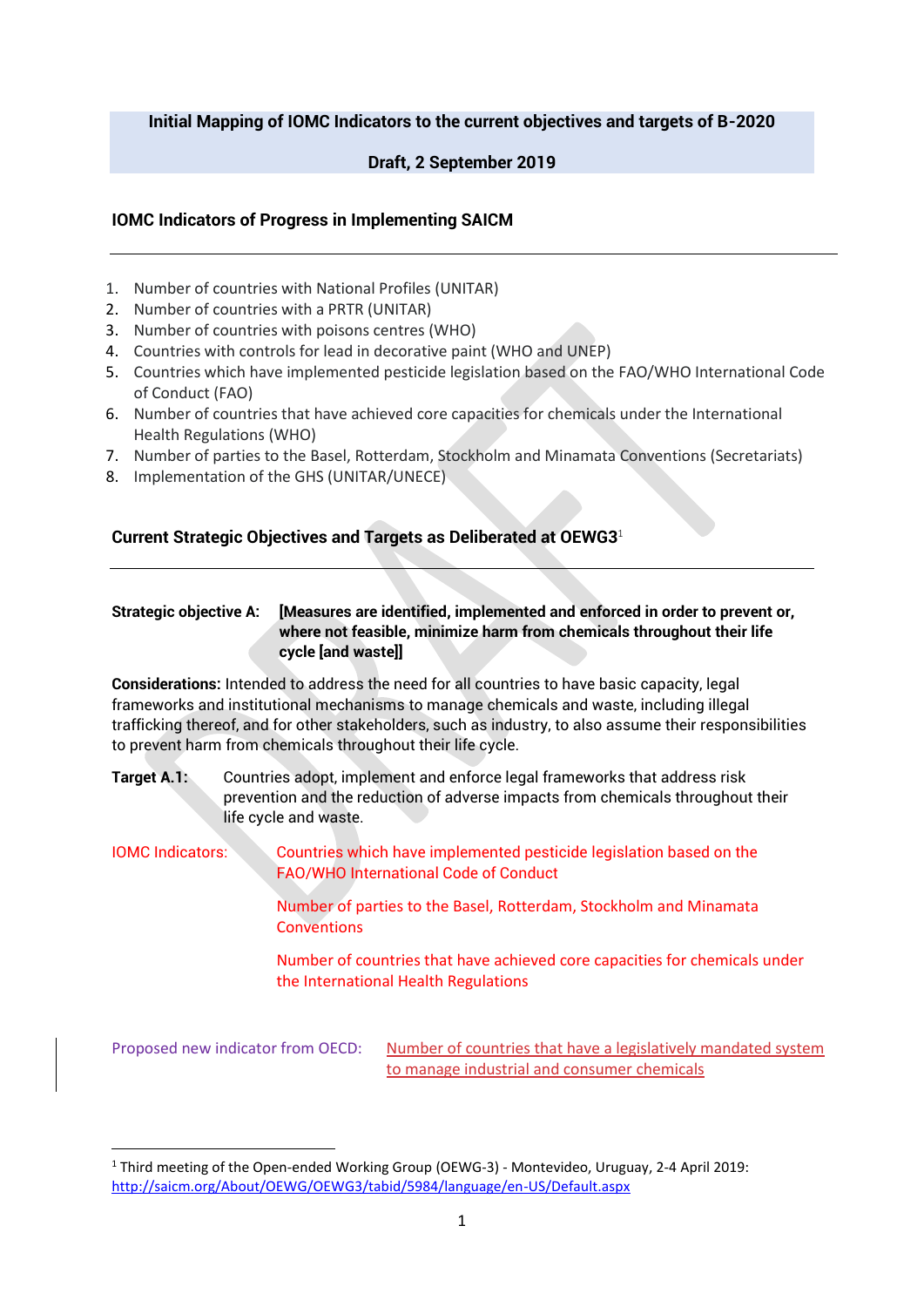**Initial Mapping of IOMC Indicators to the current objectives and targets of B-2020**

**Draft, 2 September 2019**

## IOMC Indicators of Progress in Implementing SAICM

1. Number of countries with National Profiles (UNITAR)
2. Number of countries with a PRTR (UNITAR)
3. Number of countries with poisons centres (WHO)
4. Countries with controls for lead in decorative paint (WHO and UNEP)
5. Countries which have implemented pesticide legislation based on the FAO/WHO International Code of Conduct (FAO)
6. Number of countries that have achieved core capacities for chemicals under the International Health Regulations (WHO)
7. Number of parties to the Basel, Rotterdam, Stockholm and Minamata Conventions (Secretariats)
8. Implementation of the GHS (UNITAR/UNECE)

## Current Strategic Objectives and Targets as Deliberated at OEWG3[1]

**Strategic objective A: [Measures are identified, implemented and enforced in order to prevent or, where not feasible, minimize harm from chemicals throughout their life cycle [and waste]]**

**Considerations:** Intended to address the need for all countries to have basic capacity, legal frameworks and institutional mechanisms to manage chemicals and waste, including illegal trafficking thereof, and for other stakeholders, such as industry, to also assume their responsibilities to prevent harm from chemicals throughout their life cycle.

**Target A.1:** Countries adopt, implement and enforce legal frameworks that address risk prevention and the reduction of adverse impacts from chemicals throughout their life cycle and waste.

IOMC Indicators:

Countries which have implemented pesticide legislation based on the FAO/WHO International Code of Conduct

Number of parties to the Basel, Rotterdam, Stockholm and Minamata Conventions

Number of countries that have achieved core capacities for chemicals under the International Health Regulations

Proposed new indicator from OECD: Number of countries that have a legislatively mandated system to manage industrial and consumer chemicals

[1] Third meeting of the Open-ended Working Group (OEWG-3) - Montevideo, Uruguay, 2-4 April 2019: http://saicm.org/About/OEWG/OEWG3/tabid/5984/language/en-US/Default.aspx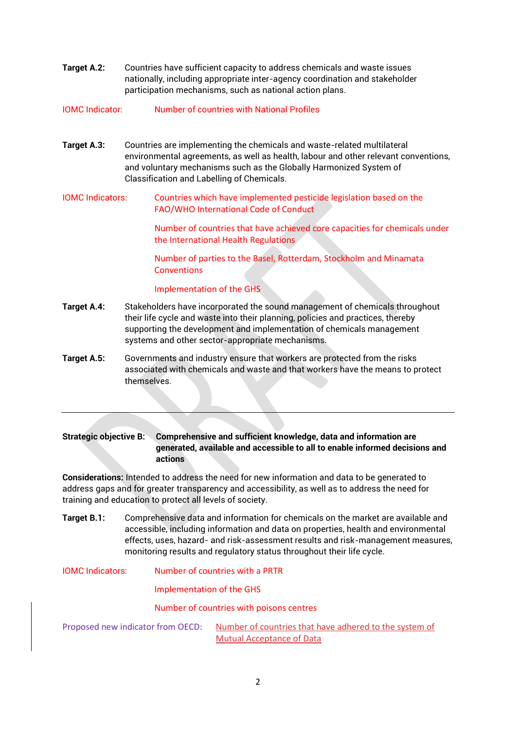**Target A.2:** Countries have sufficient capacity to address chemicals and waste issues nationally, including appropriate inter-agency coordination and stakeholder participation mechanisms, such as national action plans.

IOMC Indicator: Number of countries with National Profiles

**Target A.3:** Countries are implementing the chemicals and waste-related multilateral environmental agreements, as well as health, labour and other relevant conventions, and voluntary mechanisms such as the Globally Harmonized System of Classification and Labelling of Chemicals.

IOMC Indicators:

- Countries which have implemented pesticide legislation based on the FAO/WHO International Code of Conduct
- Number of countries that have achieved core capacities for chemicals under the International Health Regulations
- Number of parties to the Basel, Rotterdam, Stockholm and Minamata Conventions
- Implementation of the GHS

**Target A.4:** Stakeholders have incorporated the sound management of chemicals throughout their life cycle and waste into their planning, policies and practices, thereby supporting the development and implementation of chemicals management systems and other sector-appropriate mechanisms.

**Target A.5:** Governments and industry ensure that workers are protected from the risks associated with chemicals and waste and that workers have the means to protect themselves.

---

**Strategic objective B: Comprehensive and sufficient knowledge, data and information are generated, available and accessible to all to enable informed decisions and actions**

**Considerations:** Intended to address the need for new information and data to be generated to address gaps and for greater transparency and accessibility, as well as to address the need for training and education to protect all levels of society.

**Target B.1:** Comprehensive data and information for chemicals on the market are available and accessible, including information and data on properties, health and environmental effects, uses, hazard- and risk-assessment results and risk-management measures, monitoring results and regulatory status throughout their life cycle.

IOMC Indicators:

- Number of countries with a PRTR
- Implementation of the GHS
- Number of countries with poisons centres

Proposed new indicator from OECD: Number of countries that have adhered to the system of Mutual Acceptance of Data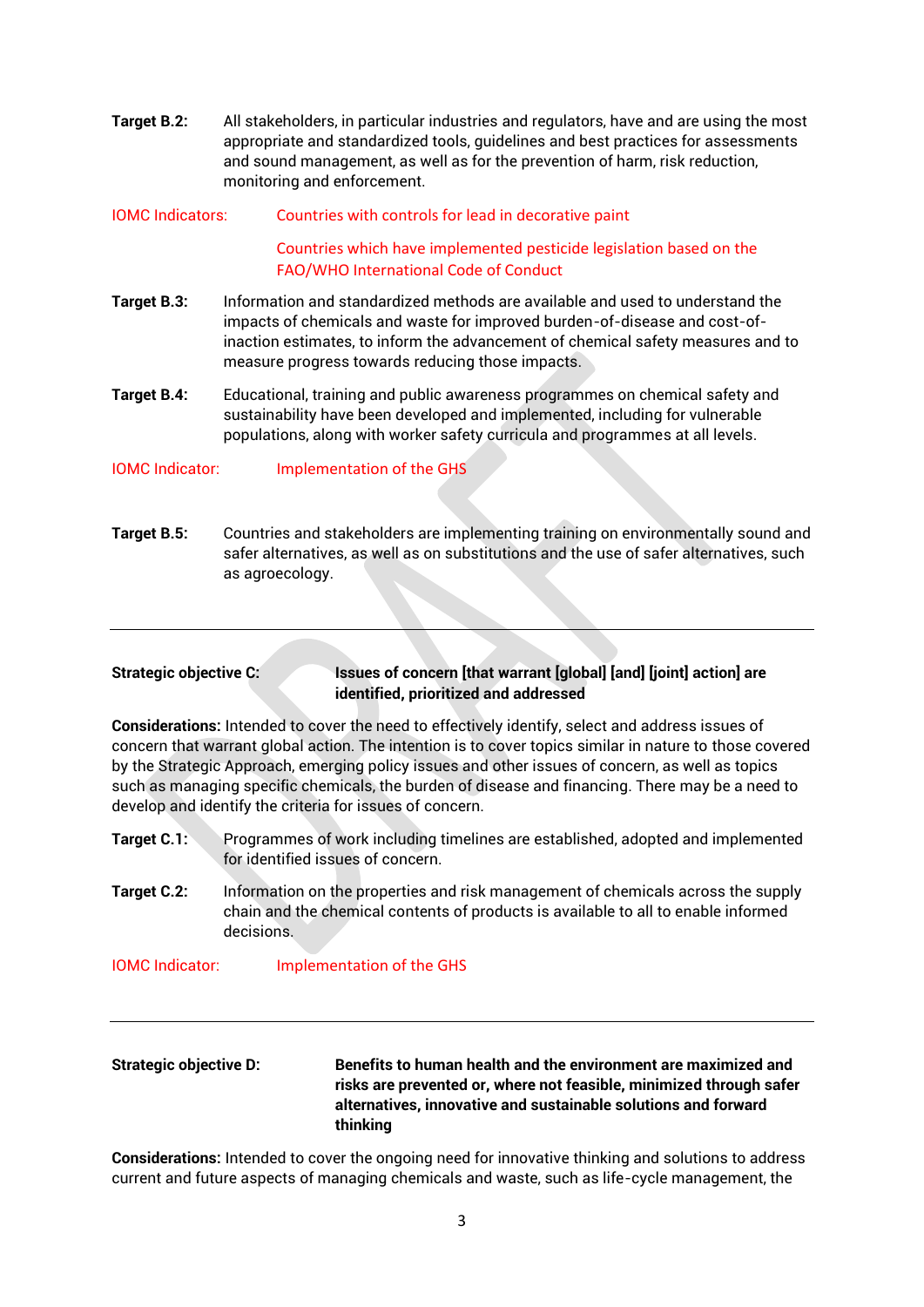**Target B.2:** All stakeholders, in particular industries and regulators, have and are using the most appropriate and standardized tools, guidelines and best practices for assessments and sound management, as well as for the prevention of harm, risk reduction, monitoring and enforcement.

IOMC Indicators: Countries with controls for lead in decorative paint

Countries which have implemented pesticide legislation based on the FAO/WHO International Code of Conduct

**Target B.3:** Information and standardized methods are available and used to understand the impacts of chemicals and waste for improved burden-of-disease and cost-of-inaction estimates, to inform the advancement of chemical safety measures and to measure progress towards reducing those impacts.

**Target B.4:** Educational, training and public awareness programmes on chemical safety and sustainability have been developed and implemented, including for vulnerable populations, along with worker safety curricula and programmes at all levels.

IOMC Indicator: Implementation of the GHS

**Target B.5:** Countries and stakeholders are implementing training on environmentally sound and safer alternatives, as well as on substitutions and the use of safer alternatives, such as agroecology.

---

**Strategic objective C:** **Issues of concern [that warrant [global] [and] [joint] action] are identified, prioritized and addressed**

**Considerations:** Intended to cover the need to effectively identify, select and address issues of concern that warrant global action. The intention is to cover topics similar in nature to those covered by the Strategic Approach, emerging policy issues and other issues of concern, as well as topics such as managing specific chemicals, the burden of disease and financing. There may be a need to develop and identify the criteria for issues of concern.

**Target C.1:** Programmes of work including timelines are established, adopted and implemented for identified issues of concern.

**Target C.2:** Information on the properties and risk management of chemicals across the supply chain and the chemical contents of products is available to all to enable informed decisions.

IOMC Indicator: Implementation of the GHS

---

**Strategic objective D:** **Benefits to human health and the environment are maximized and risks are prevented or, where not feasible, minimized through safer alternatives, innovative and sustainable solutions and forward thinking**

**Considerations:** Intended to cover the ongoing need for innovative thinking and solutions to address current and future aspects of managing chemicals and waste, such as life-cycle management, the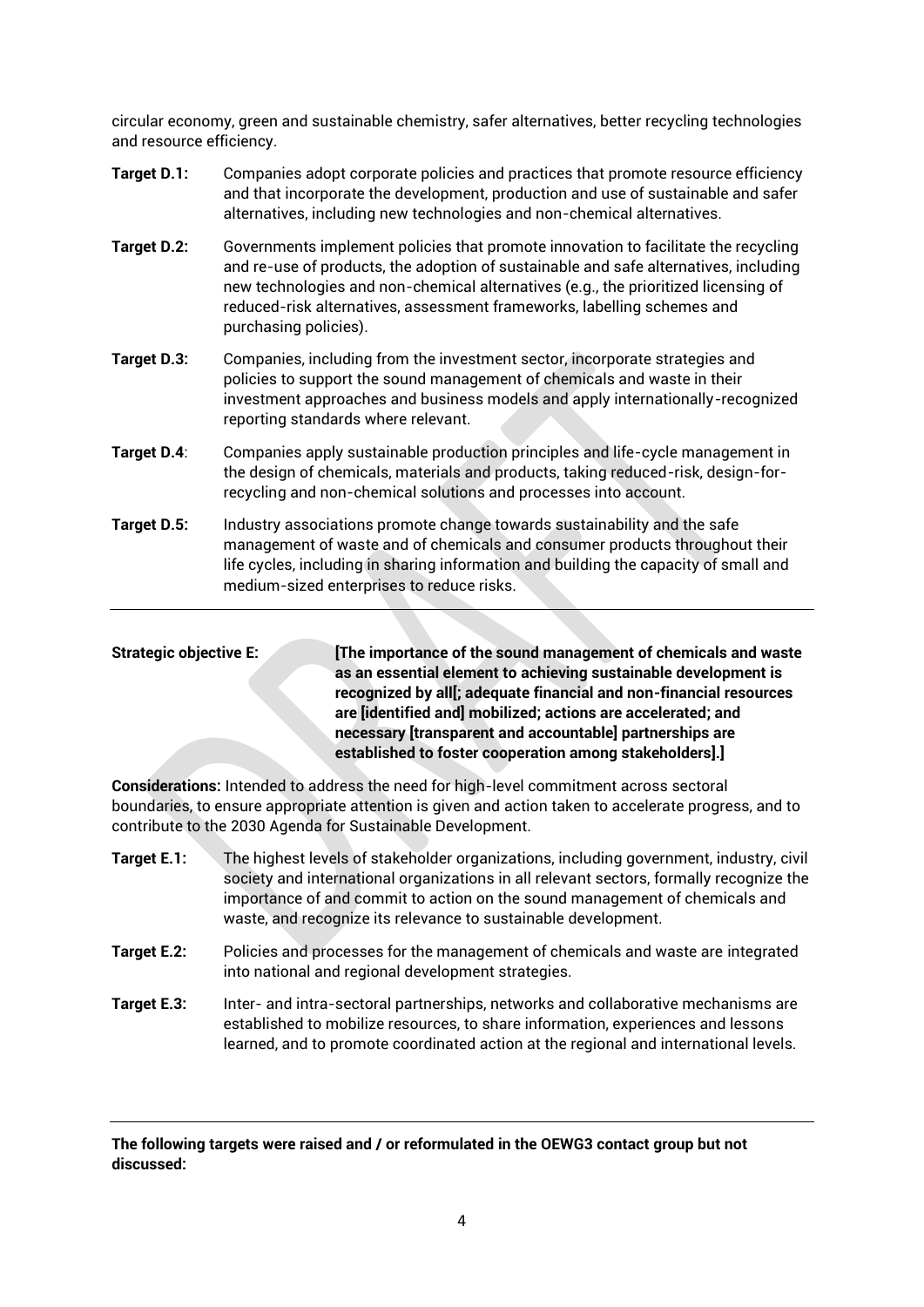circular economy, green and sustainable chemistry, safer alternatives, better recycling technologies and resource efficiency.

**Target D.1:** Companies adopt corporate policies and practices that promote resource efficiency and that incorporate the development, production and use of sustainable and safer alternatives, including new technologies and non-chemical alternatives.

**Target D.2:** Governments implement policies that promote innovation to facilitate the recycling and re-use of products, the adoption of sustainable and safe alternatives, including new technologies and non-chemical alternatives (e.g., the prioritized licensing of reduced-risk alternatives, assessment frameworks, labelling schemes and purchasing policies).

**Target D.3:** Companies, including from the investment sector, incorporate strategies and policies to support the sound management of chemicals and waste in their investment approaches and business models and apply internationally-recognized reporting standards where relevant.

**Target D.4**: Companies apply sustainable production principles and life-cycle management in the design of chemicals, materials and products, taking reduced-risk, design-for-recycling and non-chemical solutions and processes into account.

**Target D.5:** Industry associations promote change towards sustainability and the safe management of waste and of chemicals and consumer products throughout their life cycles, including in sharing information and building the capacity of small and medium-sized enterprises to reduce risks.

---

**Strategic objective E:** **[The importance of the sound management of chemicals and waste as an essential element to achieving sustainable development is recognized by all[; adequate financial and non-financial resources are [identified and] mobilized; actions are accelerated; and necessary [transparent and accountable] partnerships are established to foster cooperation among stakeholders].]**

**Considerations:** Intended to address the need for high-level commitment across sectoral boundaries, to ensure appropriate attention is given and action taken to accelerate progress, and to contribute to the 2030 Agenda for Sustainable Development.

**Target E.1:** The highest levels of stakeholder organizations, including government, industry, civil society and international organizations in all relevant sectors, formally recognize the importance of and commit to action on the sound management of chemicals and waste, and recognize its relevance to sustainable development.

**Target E.2:** Policies and processes for the management of chemicals and waste are integrated into national and regional development strategies.

**Target E.3:** Inter- and intra-sectoral partnerships, networks and collaborative mechanisms are established to mobilize resources, to share information, experiences and lessons learned, and to promote coordinated action at the regional and international levels.

---

**The following targets were raised and / or reformulated in the OEWG3 contact group but not discussed:**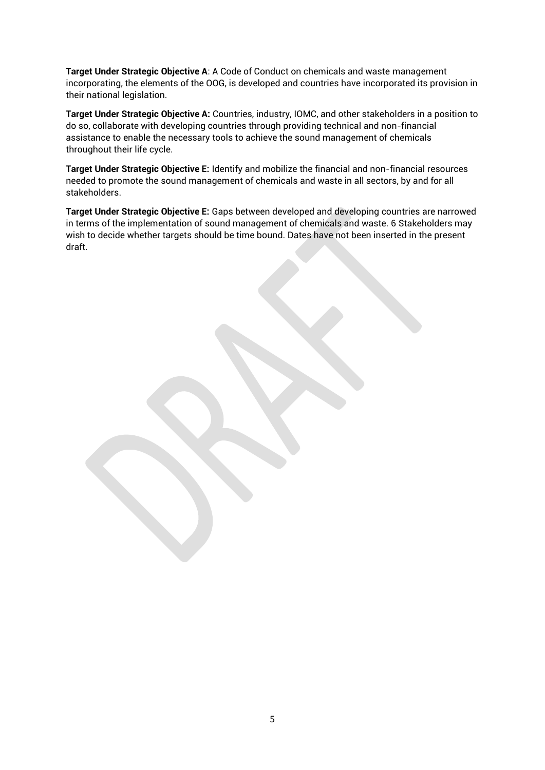**Target Under Strategic Objective A**: A Code of Conduct on chemicals and waste management incorporating, the elements of the OOG, is developed and countries have incorporated its provision in their national legislation.

**Target Under Strategic Objective A:** Countries, industry, IOMC, and other stakeholders in a position to do so, collaborate with developing countries through providing technical and non-financial assistance to enable the necessary tools to achieve the sound management of chemicals throughout their life cycle.

**Target Under Strategic Objective E:** Identify and mobilize the financial and non-financial resources needed to promote the sound management of chemicals and waste in all sectors, by and for all stakeholders.

**Target Under Strategic Objective E:** Gaps between developed and developing countries are narrowed in terms of the implementation of sound management of chemicals and waste. 6 Stakeholders may wish to decide whether targets should be time bound. Dates have not been inserted in the present draft.